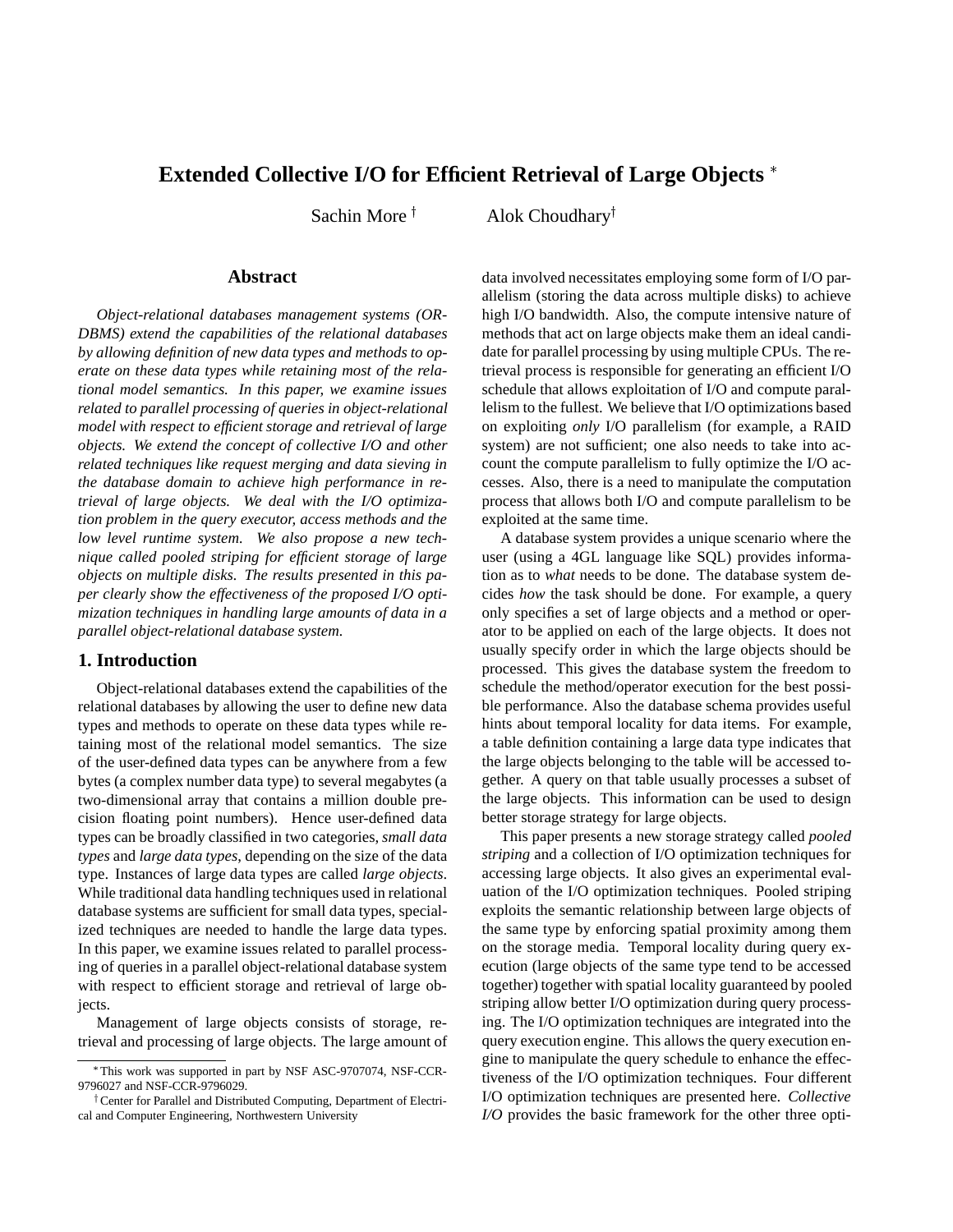# Extended Collective I/O for Efficient Retrieval of Large Objects *

Sachin More † Alok Choudhary†

## Abstract

*Object-relational databases management systems (ORDBMS) extend the capabilities of the relational databases by allowing definition of new data types and methods to operate on these data types while retaining most of the relational model semantics. In this paper, we examine issues related to parallel processing of queries in object-relational model with respect to efficient storage and retrieval of large objects. We extend the concept of collective I/O and other related techniques like request merging and data sieving in the database domain to achieve high performance in retrieval of large objects. We deal with the I/O optimization problem in the query executor, access methods and the low level runtime system. We also propose a new technique called pooled striping for efficient storage of large objects on multiple disks. The results presented in this paper clearly show the effectiveness of the proposed I/O optimization techniques in handling large amounts of data in a parallel object-relational database system.*

## 1. Introduction

Object-relational databases extend the capabilities of the relational databases by allowing the user to define new data types and methods to operate on these data types while retaining most of the relational model semantics. The size of the user-defined data types can be anywhere from a few bytes (a complex number data type) to several megabytes (a two-dimensional array that contains a million double precision floating point numbers). Hence user-defined data types can be broadly classified in two categories, *small data types* and *large data types*, depending on the size of the data type. Instances of large data types are called *large objects*. While traditional data handling techniques used in relational database systems are sufficient for small data types, specialized techniques are needed to handle the large data types. In this paper, we examine issues related to parallel processing of queries in a parallel object-relational database system with respect to efficient storage and retrieval of large objects.

Management of large objects consists of storage, retrieval and processing of large objects. The large amount of data involved necessitates employing some form of I/O parallelism (storing the data across multiple disks) to achieve high I/O bandwidth. Also, the compute intensive nature of methods that act on large objects make them an ideal candidate for parallel processing by using multiple CPUs. The retrieval process is responsible for generating an efficient I/O schedule that allows exploitation of I/O and compute parallelism to the fullest. We believe that I/O optimizations based on exploiting *only* I/O parallelism (for example, a RAID system) are not sufficient; one also needs to take into account the compute parallelism to fully optimize the I/O accesses. Also, there is a need to manipulate the computation process that allows both I/O and compute parallelism to be exploited at the same time.

A database system provides a unique scenario where the user (using a 4GL language like SQL) provides information as to *what* needs to be done. The database system decides *how* the task should be done. For example, a query only specifies a set of large objects and a method or operator to be applied on each of the large objects. It does not usually specify order in which the large objects should be processed. This gives the database system the freedom to schedule the method/operator execution for the best possible performance. Also the database schema provides useful hints about temporal locality for data items. For example, a table definition containing a large data type indicates that the large objects belonging to the table will be accessed together. A query on that table usually processes a subset of the large objects. This information can be used to design better storage strategy for large objects.

This paper presents a new storage strategy called *pooled striping* and a collection of I/O optimization techniques for accessing large objects. It also gives an experimental evaluation of the I/O optimization techniques. Pooled striping exploits the semantic relationship between large objects of the same type by enforcing spatial proximity among them on the storage media. Temporal locality during query execution (large objects of the same type tend to be accessed together) together with spatial locality guaranteed by pooled striping allow better I/O optimization during query processing. The I/O optimization techniques are integrated into the query execution engine. This allows the query execution engine to manipulate the query schedule to enhance the effectiveness of the I/O optimization techniques. Four different I/O optimization techniques are presented here. *Collective I/O* provides the basic framework for the other three opti-

*This work was supported in part by NSF ASC-9707074, NSF-CCR-9796027 and NSF-CCR-9796029.

†Center for Parallel and Distributed Computing, Department of Electrical and Computer Engineering, Northwestern University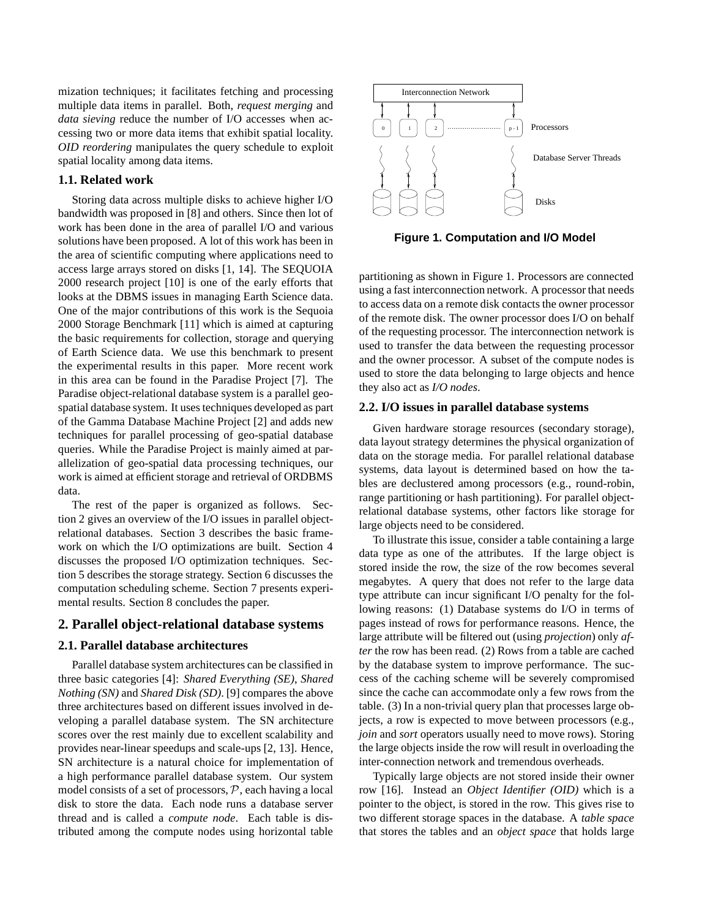mization techniques; it facilitates fetching and processing multiple data items in parallel. Both, *request merging* and *data sieving* reduce the number of I/O accesses when accessing two or more data items that exhibit spatial locality. *OID reordering* manipulates the query schedule to exploit spatial locality among data items.

### 1.1. Related work

Storing data across multiple disks to achieve higher I/O bandwidth was proposed in [8] and others. Since then lot of work has been done in the area of parallel I/O and various solutions have been proposed. A lot of this work has been in the area of scientific computing where applications need to access large arrays stored on disks [1, 14]. The SEQUOIA 2000 research project [10] is one of the early efforts that looks at the DBMS issues in managing Earth Science data. One of the major contributions of this work is the Sequoia 2000 Storage Benchmark [11] which is aimed at capturing the basic requirements for collection, storage and querying of Earth Science data. We use this benchmark to present the experimental results in this paper. More recent work in this area can be found in the Paradise Project [7]. The Paradise object-relational database system is a parallel geospatial database system. It uses techniques developed as part of the Gamma Database Machine Project [2] and adds new techniques for parallel processing of geo-spatial database queries. While the Paradise Project is mainly aimed at parallelization of geo-spatial data processing techniques, our work is aimed at efficient storage and retrieval of ORDBMS data.

The rest of the paper is organized as follows. Section 2 gives an overview of the I/O issues in parallel object-relational databases. Section 3 describes the basic framework on which the I/O optimizations are built. Section 4 discusses the proposed I/O optimization techniques. Section 5 describes the storage strategy. Section 6 discusses the computation scheduling scheme. Section 7 presents experimental results. Section 8 concludes the paper.

## 2. Parallel object-relational database systems

### 2.1. Parallel database architectures

Parallel database system architectures can be classified in three basic categories [4]: *Shared Everything (SE)*, *Shared Nothing (SN)* and *Shared Disk (SD)*. [9] compares the above three architectures based on different issues involved in developing a parallel database system. The SN architecture scores over the rest mainly due to excellent scalability and provides near-linear speedups and scale-ups [2, 13]. Hence, SN architecture is a natural choice for implementation of a high performance parallel database system. Our system model consists of a set of processors, $\mathcal{P}$, each having a local disk to store the data. Each node runs a database server thread and is called a *compute node*. Each table is distributed among the compute nodes using horizontal table partitioning as shown in Figure 1. Processors are connected using a fast interconnection network. A processor that needs to access data on a remote disk contacts the owner processor of the remote disk. The owner processor does I/O on behalf of the requesting processor. The interconnection network is used to transfer the data between the requesting processor and the owner processor. A subset of the compute nodes is used to store the data belonging to large objects and hence they also act as *I/O nodes*.

Interconnection Network

0 1 2 ........................ p - 1 Processors

Database Server Threads

Disks

**Figure 1. Computation and I/O Model**

### 2.2. I/O issues in parallel database systems

Given hardware storage resources (secondary storage), data layout strategy determines the physical organization of data on the storage media. For parallel relational database systems, data layout is determined based on how the tables are declustered among processors (e.g., round-robin, range partitioning or hash partitioning). For parallel object-relational database systems, other factors like storage for large objects need to be considered.

To illustrate this issue, consider a table containing a large data type as one of the attributes. If the large object is stored inside the row, the size of the row becomes several megabytes. A query that does not refer to the large data type attribute can incur significant I/O penalty for the following reasons: (1) Database systems do I/O in terms of pages instead of rows for performance reasons. Hence, the large attribute will be filtered out (using *projection*) only *after* the row has been read. (2) Rows from a table are cached by the database system to improve performance. The success of the caching scheme will be severely compromised since the cache can accommodate only a few rows from the table. (3) In a non-trivial query plan that processes large objects, a row is expected to move between processors (e.g., *join* and *sort* operators usually need to move rows). Storing the large objects inside the row will result in overloading the inter-connection network and tremendous overheads.

Typically large objects are not stored inside their owner row [16]. Instead an *Object Identifier (OID)* which is a pointer to the object, is stored in the row. This gives rise to two different storage spaces in the database. A *table space* that stores the tables and an *object space* that holds large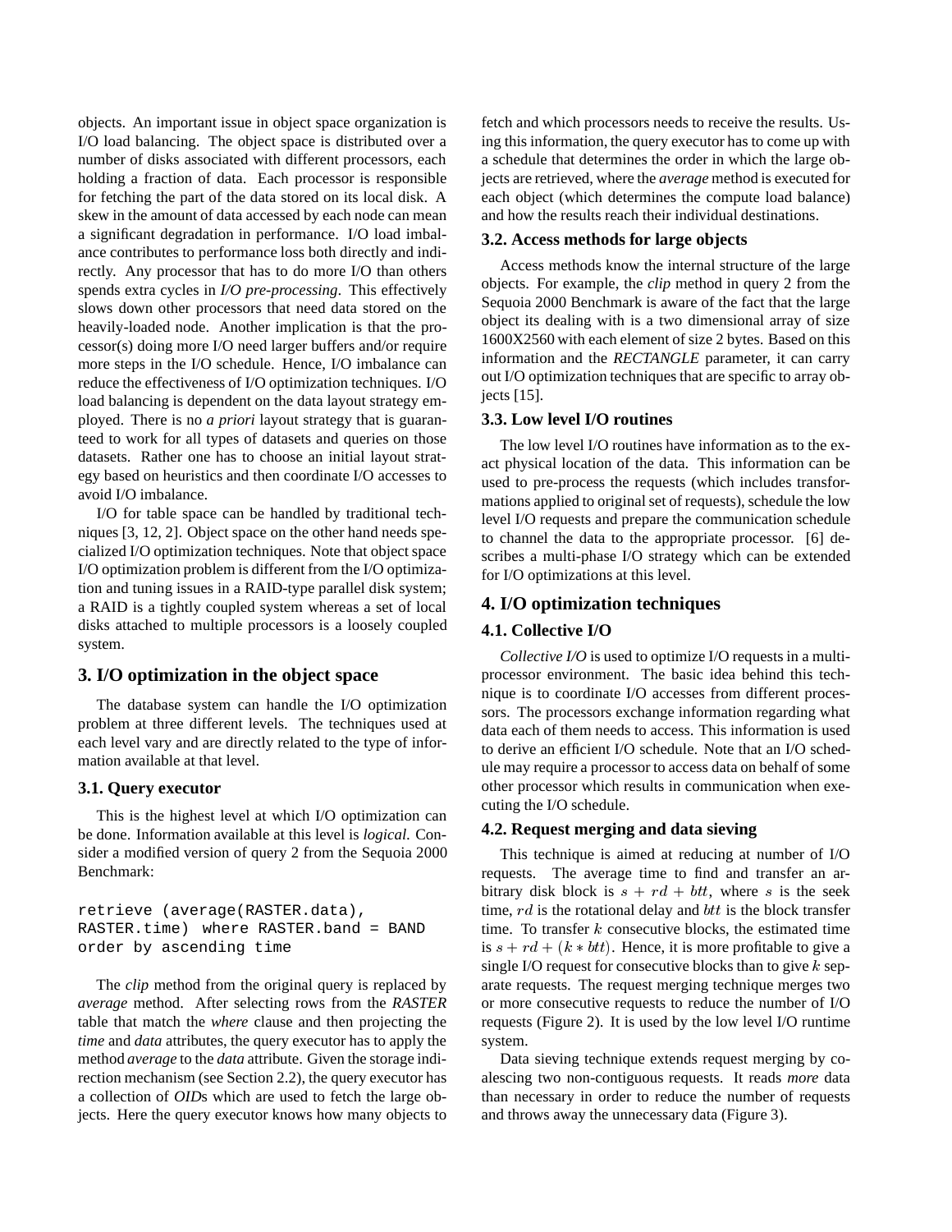objects. An important issue in object space organization is I/O load balancing. The object space is distributed over a number of disks associated with different processors, each holding a fraction of data. Each processor is responsible for fetching the part of the data stored on its local disk. A skew in the amount of data accessed by each node can mean a significant degradation in performance. I/O load imbalance contributes to performance loss both directly and indirectly. Any processor that has to do more I/O than others spends extra cycles in *I/O pre-processing*. This effectively slows down other processors that need data stored on the heavily-loaded node. Another implication is that the processor(s) doing more I/O need larger buffers and/or require more steps in the I/O schedule. Hence, I/O imbalance can reduce the effectiveness of I/O optimization techniques. I/O load balancing is dependent on the data layout strategy employed. There is no *a priori* layout strategy that is guaranteed to work for all types of datasets and queries on those datasets. Rather one has to choose an initial layout strategy based on heuristics and then coordinate I/O accesses to avoid I/O imbalance.

I/O for table space can be handled by traditional techniques [3, 12, 2]. Object space on the other hand needs specialized I/O optimization techniques. Note that object space I/O optimization problem is different from the I/O optimization and tuning issues in a RAID-type parallel disk system; a RAID is a tightly coupled system whereas a set of local disks attached to multiple processors is a loosely coupled system.

## 3. I/O optimization in the object space

The database system can handle the I/O optimization problem at three different levels. The techniques used at each level vary and are directly related to the type of information available at that level.

### 3.1. Query executor

This is the highest level at which I/O optimization can be done. Information available at this level is *logical*. Consider a modified version of query 2 from the Sequoia 2000 Benchmark:

```
retrieve (average(RASTER.data),
RASTER.time) where RASTER.band = BAND
order by ascending time
```

The *clip* method from the original query is replaced by *average* method. After selecting rows from the *RASTER* table that match the *where* clause and then projecting the *time* and *data* attributes, the query executor has to apply the method *average* to the *data* attribute. Given the storage indirection mechanism (see Section 2.2), the query executor has a collection of *OID*s which are used to fetch the large objects. Here the query executor knows how many objects to fetch and which processors needs to receive the results. Using this information, the query executor has to come up with a schedule that determines the order in which the large objects are retrieved, where the *average* method is executed for each object (which determines the compute load balance) and how the results reach their individual destinations.

### 3.2. Access methods for large objects

Access methods know the internal structure of the large objects. For example, the *clip* method in query 2 from the Sequoia 2000 Benchmark is aware of the fact that the large object its dealing with is a two dimensional array of size 1600X2560 with each element of size 2 bytes. Based on this information and the *RECTANGLE* parameter, it can carry out I/O optimization techniques that are specific to array objects [15].

### 3.3. Low level I/O routines

The low level I/O routines have information as to the exact physical location of the data. This information can be used to pre-process the requests (which includes transformations applied to original set of requests), schedule the low level I/O requests and prepare the communication schedule to channel the data to the appropriate processor. [6] describes a multi-phase I/O strategy which can be extended for I/O optimizations at this level.

## 4. I/O optimization techniques

### 4.1. Collective I/O

*Collective I/O* is used to optimize I/O requests in a multiprocessor environment. The basic idea behind this technique is to coordinate I/O accesses from different processors. The processors exchange information regarding what data each of them needs to access. This information is used to derive an efficient I/O schedule. Note that an I/O schedule may require a processor to access data on behalf of some other processor which results in communication when executing the I/O schedule.

### 4.2. Request merging and data sieving

This technique is aimed at reducing at number of I/O requests. The average time to find and transfer an arbitrary disk block is $s + rd + btt$, where $s$ is the seek time, $rd$ is the rotational delay and $btt$ is the block transfer time. To transfer $k$ consecutive blocks, the estimated time is $s + rd + (k * btt)$. Hence, it is more profitable to give a single I/O request for consecutive blocks than to give $k$ separate requests. The request merging technique merges two or more consecutive requests to reduce the number of I/O requests (Figure 2). It is used by the low level I/O runtime system.

Data sieving technique extends request merging by coalescing two non-contiguous requests. It reads *more* data than necessary in order to reduce the number of requests and throws away the unnecessary data (Figure 3).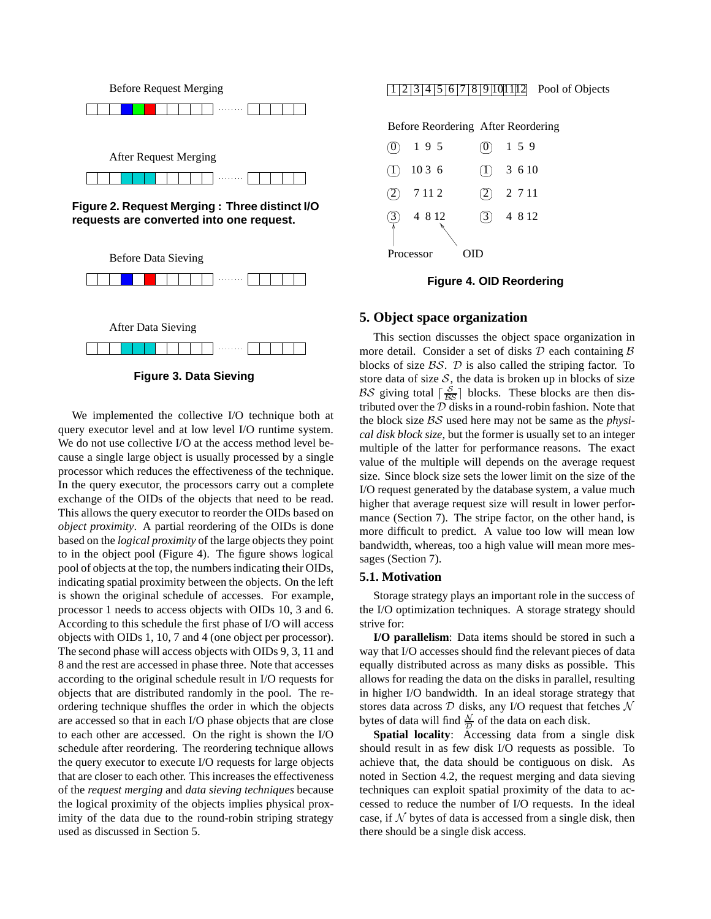Before Request Merging

After Request Merging

**Figure 2. Request Merging : Three distinct I/O requests are converted into one request.**

Before Data Sieving

After Data Sieving

**Figure 3. Data Sieving**

We implemented the collective I/O technique both at query executor level and at low level I/O runtime system. We do not use collective I/O at the access method level because a single large object is usually processed by a single processor which reduces the effectiveness of the technique. In the query executor, the processors carry out a complete exchange of the OIDs of the objects that need to be read. This allows the query executor to reorder the OIDs based on *object proximity*. A partial reordering of the OIDs is done based on the *logical proximity* of the large objects they point to in the object pool (Figure 4). The figure shows logical pool of objects at the top, the numbers indicating their OIDs, indicating spatial proximity between the objects. On the left is shown the original schedule of accesses. For example, processor 1 needs to access objects with OIDs 10, 3 and 6. According to this schedule the first phase of I/O will access objects with OIDs 1, 10, 7 and 4 (one object per processor). The second phase will access objects with OIDs 9, 3, 11 and 8 and the rest are accessed in phase three. Note that accesses according to the original schedule result in I/O requests for objects that are distributed randomly in the pool. The reordering technique shuffles the order in which the objects are accessed so that in each I/O phase objects that are close to each other are accessed. On the right is shown the I/O schedule after reordering. The reordering technique allows the query executor to execute I/O requests for large objects that are closer to each other. This increases the effectiveness of the *request merging* and *data sieving techniques* because the logical proximity of the objects implies physical proximity of the data due to the round-robin striping strategy used as discussed in Section 5.

| 1 | 2 | 3 | 4 | 5 | 6 | 7 | 8 | 9 | 10 | 11 | 12 |
|---|---|---|---|---|---|---|---|---|---|---|---|

Pool of Objects

| Processor | Before Reordering | After Reordering |
|---|---|---|
| 0 | 1 9 5 | 1 5 9 |
| 1 | 10 3 6 | 3 6 10 |
| 2 | 7 11 2 | 2 7 11 |
| 3 | 4 8 12 | 4 8 12 |

Processor OID

**Figure 4. OID Reordering**

## 5. Object space organization

This section discusses the object space organization in more detail. Consider a set of disks $\mathcal{D}$ each containing $\mathcal{B}$ blocks of size $\mathcal{BS}$. $\mathcal{D}$ is also called the striping factor. To store data of size $\mathcal{S}$, the data is broken up in blocks of size $\mathcal{BS}$ giving total $\lceil \frac{\mathcal{S}}{\mathcal{BS}} \rceil$ blocks. These blocks are then distributed over the $\mathcal{D}$ disks in a round-robin fashion. Note that the block size $\mathcal{BS}$ used here may not be same as the *physical disk block size*, but the former is usually set to an integer multiple of the latter for performance reasons. The exact value of the multiple will depends on the average request size. Since block size sets the lower limit on the size of the I/O request generated by the database system, a value much higher that average request size will result in lower performance (Section 7). The stripe factor, on the other hand, is more difficult to predict. A value too low will mean low bandwidth, whereas, too a high value will mean more messages (Section 7).

### 5.1. Motivation

Storage strategy plays an important role in the success of the I/O optimization techniques. A storage strategy should strive for:

**I/O parallelism**: Data items should be stored in such a way that I/O accesses should find the relevant pieces of data equally distributed across as many disks as possible. This allows for reading the data on the disks in parallel, resulting in higher I/O bandwidth. In an ideal storage strategy that stores data across $\mathcal{D}$ disks, any I/O request that fetches $\mathcal{N}$ bytes of data will find $\frac{\mathcal{N}}{\mathcal{D}}$ of the data on each disk.

**Spatial locality**: Accessing data from a single disk should result in as few disk I/O requests as possible. To achieve that, the data should be contiguous on disk. As noted in Section 4.2, the request merging and data sieving techniques can exploit spatial proximity of the data to accessed to reduce the number of I/O requests. In the ideal case, if $\mathcal{N}$ bytes of data is accessed from a single disk, then there should be a single disk access.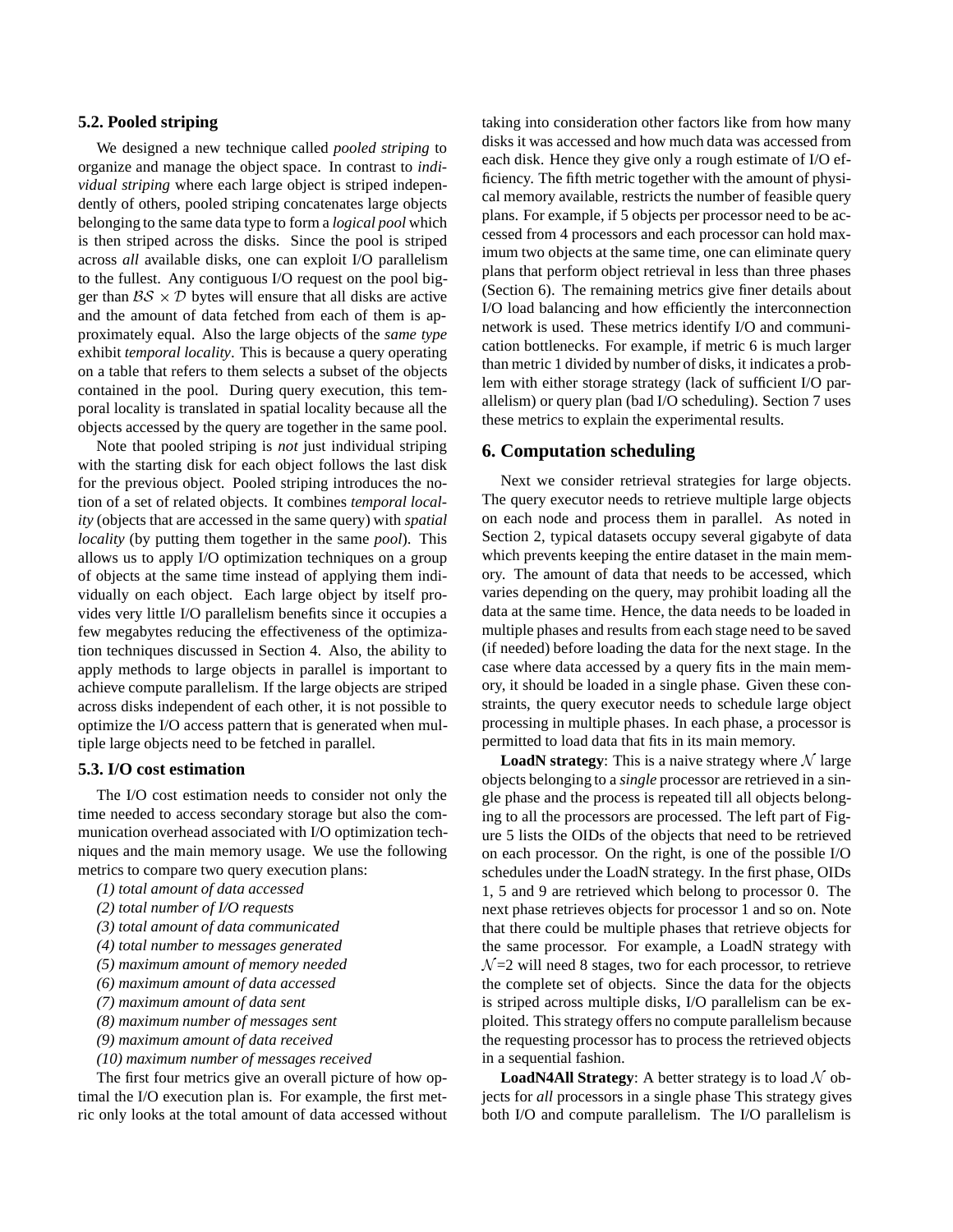### 5.2. Pooled striping

We designed a new technique called *pooled striping* to organize and manage the object space. In contrast to *individual striping* where each large object is striped independently of others, pooled striping concatenates large objects belonging to the same data type to form a *logical pool* which is then striped across the disks. Since the pool is striped across *all* available disks, one can exploit I/O parallelism to the fullest. Any contiguous I/O request on the pool bigger than $\mathcal{BS} \times \mathcal{D}$ bytes will ensure that all disks are active and the amount of data fetched from each of them is approximately equal. Also the large objects of the *same type* exhibit *temporal locality*. This is because a query operating on a table that refers to them selects a subset of the objects contained in the pool. During query execution, this temporal locality is translated in spatial locality because all the objects accessed by the query are together in the same pool.

Note that pooled striping is *not* just individual striping with the starting disk for each object follows the last disk for the previous object. Pooled striping introduces the notion of a set of related objects. It combines *temporal locality* (objects that are accessed in the same query) with *spatial locality* (by putting them together in the same *pool*). This allows us to apply I/O optimization techniques on a group of objects at the same time instead of applying them individually on each object. Each large object by itself provides very little I/O parallelism benefits since it occupies a few megabytes reducing the effectiveness of the optimization techniques discussed in Section 4. Also, the ability to apply methods to large objects in parallel is important to achieve compute parallelism. If the large objects are striped across disks independent of each other, it is not possible to optimize the I/O access pattern that is generated when multiple large objects need to be fetched in parallel.

### 5.3. I/O cost estimation

The I/O cost estimation needs to consider not only the time needed to access secondary storage but also the communication overhead associated with I/O optimization techniques and the main memory usage. We use the following metrics to compare two query execution plans:

*(1) total amount of data accessed*
*(2) total number of I/O requests*
*(3) total amount of data communicated*
*(4) total number to messages generated*
*(5) maximum amount of memory needed*
*(6) maximum amount of data accessed*
*(7) maximum amount of data sent*
*(8) maximum number of messages sent*
*(9) maximum amount of data received*
*(10) maximum number of messages received*

The first four metrics give an overall picture of how optimal the I/O execution plan is. For example, the first metric only looks at the total amount of data accessed without taking into consideration other factors like from how many disks it was accessed and how much data was accessed from each disk. Hence they give only a rough estimate of I/O efficiency. The fifth metric together with the amount of physical memory available, restricts the number of feasible query plans. For example, if 5 objects per processor need to be accessed from 4 processors and each processor can hold maximum two objects at the same time, one can eliminate query plans that perform object retrieval in less than three phases (Section 6). The remaining metrics give finer details about I/O load balancing and how efficiently the interconnection network is used. These metrics identify I/O and communication bottlenecks. For example, if metric 6 is much larger than metric 1 divided by number of disks, it indicates a problem with either storage strategy (lack of sufficient I/O parallelism) or query plan (bad I/O scheduling). Section 7 uses these metrics to explain the experimental results.

## 6. Computation scheduling

Next we consider retrieval strategies for large objects. The query executor needs to retrieve multiple large objects on each node and process them in parallel. As noted in Section 2, typical datasets occupy several gigabyte of data which prevents keeping the entire dataset in the main memory. The amount of data that needs to be accessed, which varies depending on the query, may prohibit loading all the data at the same time. Hence, the data needs to be loaded in multiple phases and results from each stage need to be saved (if needed) before loading the data for the next stage. In the case where data accessed by a query fits in the main memory, it should be loaded in a single phase. Given these constraints, the query executor needs to schedule large object processing in multiple phases. In each phase, a processor is permitted to load data that fits in its main memory.

**LoadN strategy**: This is a naive strategy where $\mathcal{N}$ large objects belonging to a *single* processor are retrieved in a single phase and the process is repeated till all objects belonging to all the processors are processed. The left part of Figure 5 lists the OIDs of the objects that need to be retrieved on each processor. On the right, is one of the possible I/O schedules under the LoadN strategy. In the first phase, OIDs 1, 5 and 9 are retrieved which belong to processor 0. The next phase retrieves objects for processor 1 and so on. Note that there could be multiple phases that retrieve objects for the same processor. For example, a LoadN strategy with $\mathcal{N}$=2 will need 8 stages, two for each processor, to retrieve the complete set of objects. Since the data for the objects is striped across multiple disks, I/O parallelism can be exploited. This strategy offers no compute parallelism because the requesting processor has to process the retrieved objects in a sequential fashion.

**LoadN4All Strategy**: A better strategy is to load $\mathcal{N}$ objects for *all* processors in a single phase This strategy gives both I/O and compute parallelism. The I/O parallelism is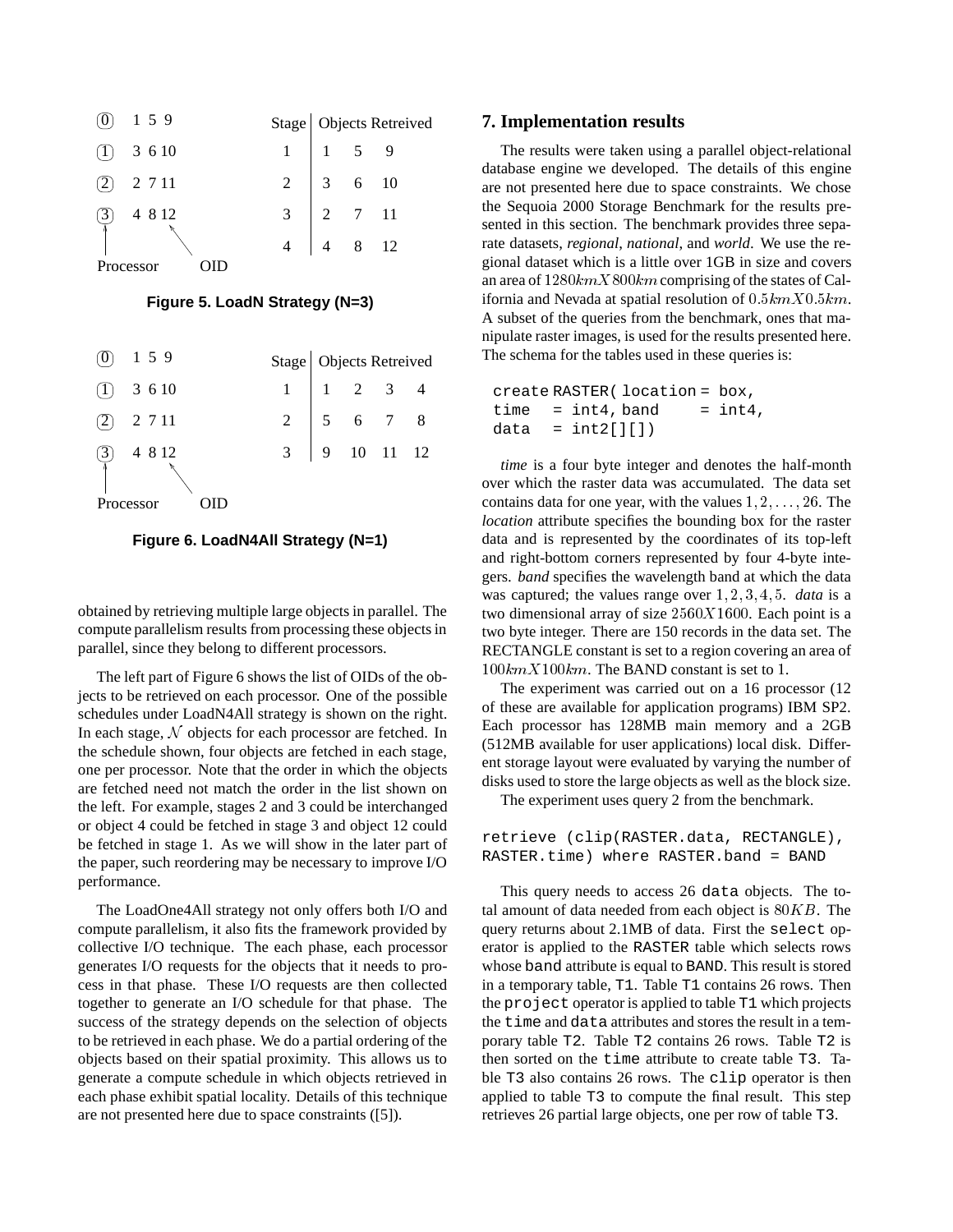| Processor | OIDs |
|---|---|
| 0 | 1 5 9 |
| 1 | 3 6 10 |
| 2 | 2 7 11 |
| 3 | 4 8 12 |

| Stage | Objects Retreived | | |
|---|---|---|---|
| 1 | 1 | 5 | 9 |
| 2 | 3 | 6 | 10 |
| 3 | 2 | 7 | 11 |
| 4 | 4 | 8 | 12 |

**Figure 5. LoadN Strategy (N=3)**

| Processor | OIDs |
|---|---|
| 0 | 1 5 9 |
| 1 | 3 6 10 |
| 2 | 2 7 11 |
| 3 | 4 8 12 |

| Stage | Objects Retreived | | | |
|---|---|---|---|---|
| 1 | 1 | 2 | 3 | 4 |
| 2 | 5 | 6 | 7 | 8 |
| 3 | 9 | 10 | 11 | 12 |

**Figure 6. LoadN4All Strategy (N=1)**

obtained by retrieving multiple large objects in parallel. The compute parallelism results from processing these objects in parallel, since they belong to different processors.

The left part of Figure 6 shows the list of OIDs of the objects to be retrieved on each processor. One of the possible schedules under LoadN4All strategy is shown on the right. In each stage, $\mathcal{N}$ objects for each processor are fetched. In the schedule shown, four objects are fetched in each stage, one per processor. Note that the order in which the objects are fetched need not match the order in the list shown on the left. For example, stages 2 and 3 could be interchanged or object 4 could be fetched in stage 3 and object 12 could be fetched in stage 1. As we will show in the later part of the paper, such reordering may be necessary to improve I/O performance.

The LoadOne4All strategy not only offers both I/O and compute parallelism, it also fits the framework provided by collective I/O technique. The each phase, each processor generates I/O requests for the objects that it needs to process in that phase. These I/O requests are then collected together to generate an I/O schedule for that phase. The success of the strategy depends on the selection of objects to be retrieved in each phase. We do a partial ordering of the objects based on their spatial proximity. This allows us to generate a compute schedule in which objects retrieved in each phase exhibit spatial locality. Details of this technique are not presented here due to space constraints ([5]).

## 7. Implementation results

The results were taken using a parallel object-relational database engine we developed. The details of this engine are not presented here due to space constraints. We chose the Sequoia 2000 Storage Benchmark for the results presented in this section. The benchmark provides three separate datasets, *regional*, *national*, and *world*. We use the regional dataset which is a little over 1GB in size and covers an area of $1280km X 800km$ comprising of the states of California and Nevada at spatial resolution of $0.5km X 0.5km$. A subset of the queries from the benchmark, ones that manipulate raster images, is used for the results presented here. The schema for the tables used in these queries is:

```
create RASTER( location = box,
time  = int4, band    = int4,
data  = int2[][])
```

*time* is a four byte integer and denotes the half-month over which the raster data was accumulated. The data set contains data for one year, with the values $1, 2, \ldots, 26$. The *location* attribute specifies the bounding box for the raster data and is represented by the coordinates of its top-left and right-bottom corners represented by four 4-byte integers. *band* specifies the wavelength band at which the data was captured; the values range over $1, 2, 3, 4, 5$. *data* is a two dimensional array of size $2560 X 1600$. Each point is a two byte integer. There are 150 records in the data set. The RECTANGLE constant is set to a region covering an area of $100km X 100km$. The BAND constant is set to 1.

The experiment was carried out on a 16 processor (12 of these are available for application programs) IBM SP2. Each processor has 128MB main memory and a 2GB (512MB available for user applications) local disk. Different storage layout were evaluated by varying the number of disks used to store the large objects as well as the block size.

The experiment uses query 2 from the benchmark.

```
retrieve (clip(RASTER.data, RECTANGLE),
RASTER.time) where RASTER.band = BAND
```

This query needs to access 26 `data` objects. The total amount of data needed from each object is $80KB$. The query returns about 2.1MB of data. First the `select` operator is applied to the `RASTER` table which selects rows whose `band` attribute is equal to `BAND`. This result is stored in a temporary table, `T1`. Table `T1` contains 26 rows. Then the `project` operator is applied to table `T1` which projects the `time` and `data` attributes and stores the result in a temporary table `T2`. Table `T2` contains 26 rows. Table `T2` is then sorted on the `time` attribute to create table `T3`. Table `T3` also contains 26 rows. The `clip` operator is then applied to table `T3` to compute the final result. This step retrieves 26 partial large objects, one per row of table `T3`.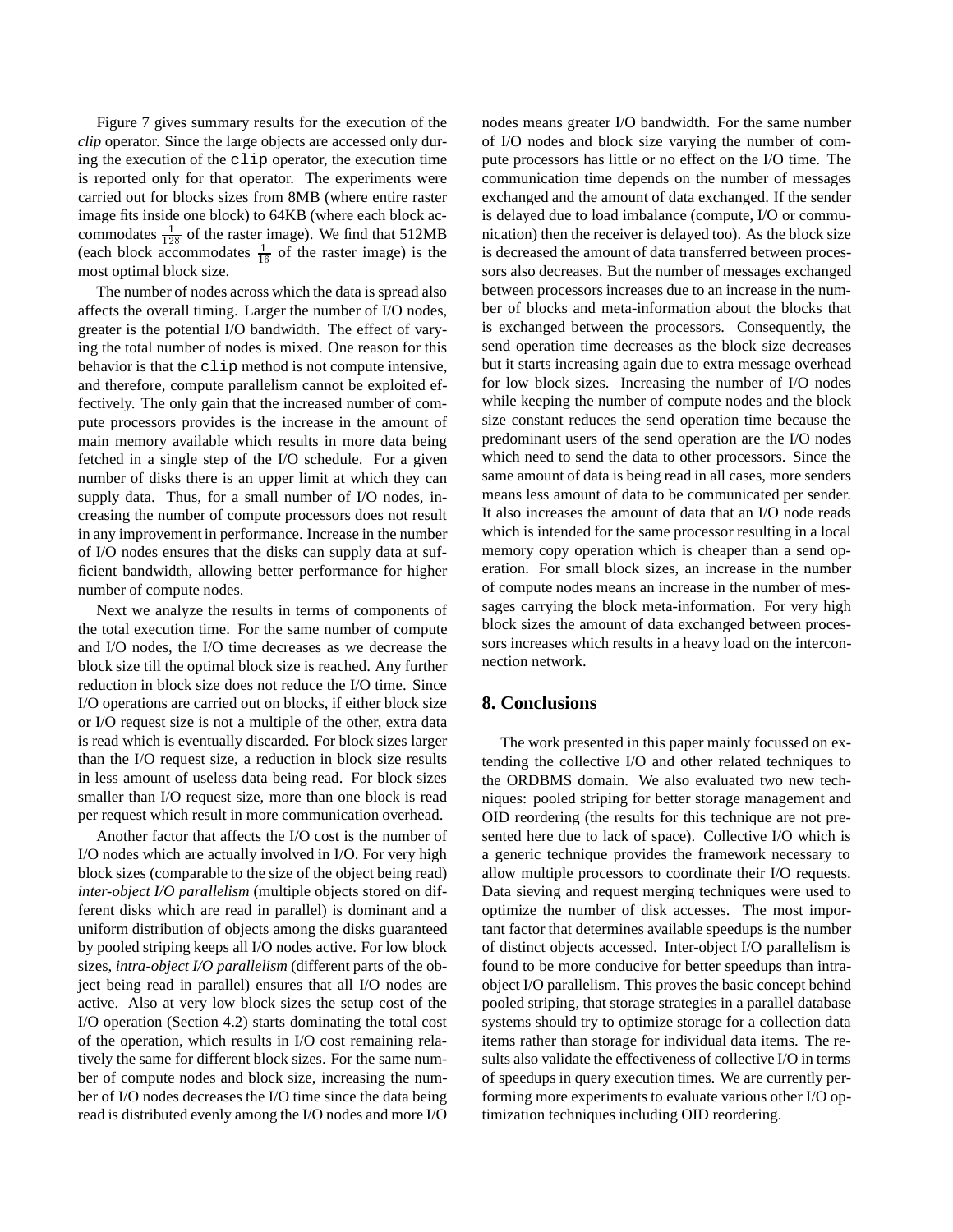Figure 7 gives summary results for the execution of the *clip* operator. Since the large objects are accessed only during the execution of the `clip` operator, the execution time is reported only for that operator. The experiments were carried out for blocks sizes from 8MB (where entire raster image fits inside one block) to 64KB (where each block accommodates $\frac{1}{128}$ of the raster image). We find that 512MB (each block accommodates $\frac{1}{16}$ of the raster image) is the most optimal block size.

The number of nodes across which the data is spread also affects the overall timing. Larger the number of I/O nodes, greater is the potential I/O bandwidth. The effect of varying the total number of nodes is mixed. One reason for this behavior is that the `clip` method is not compute intensive, and therefore, compute parallelism cannot be exploited effectively. The only gain that the increased number of compute processors provides is the increase in the amount of main memory available which results in more data being fetched in a single step of the I/O schedule. For a given number of disks there is an upper limit at which they can supply data. Thus, for a small number of I/O nodes, increasing the number of compute processors does not result in any improvement in performance. Increase in the number of I/O nodes ensures that the disks can supply data at sufficient bandwidth, allowing better performance for higher number of compute nodes.

Next we analyze the results in terms of components of the total execution time. For the same number of compute and I/O nodes, the I/O time decreases as we decrease the block size till the optimal block size is reached. Any further reduction in block size does not reduce the I/O time. Since I/O operations are carried out on blocks, if either block size or I/O request size is not a multiple of the other, extra data is read which is eventually discarded. For block sizes larger than the I/O request size, a reduction in block size results in less amount of useless data being read. For block sizes smaller than I/O request size, more than one block is read per request which result in more communication overhead.

Another factor that affects the I/O cost is the number of I/O nodes which are actually involved in I/O. For very high block sizes (comparable to the size of the object being read) *inter-object I/O parallelism* (multiple objects stored on different disks which are read in parallel) is dominant and a uniform distribution of objects among the disks guaranteed by pooled striping keeps all I/O nodes active. For low block sizes, *intra-object I/O parallelism* (different parts of the object being read in parallel) ensures that all I/O nodes are active. Also at very low block sizes the setup cost of the I/O operation (Section 4.2) starts dominating the total cost of the operation, which results in I/O cost remaining relatively the same for different block sizes. For the same number of compute nodes and block size, increasing the number of I/O nodes decreases the I/O time since the data being read is distributed evenly among the I/O nodes and more I/O nodes means greater I/O bandwidth. For the same number of I/O nodes and block size varying the number of compute processors has little or no effect on the I/O time. The communication time depends on the number of messages exchanged and the amount of data exchanged. If the sender is delayed due to load imbalance (compute, I/O or communication) then the receiver is delayed too). As the block size is decreased the amount of data transferred between processors also decreases. But the number of messages exchanged between processors increases due to an increase in the number of blocks and meta-information about the blocks that is exchanged between the processors. Consequently, the send operation time decreases as the block size decreases but it starts increasing again due to extra message overhead for low block sizes. Increasing the number of I/O nodes while keeping the number of compute nodes and the block size constant reduces the send operation time because the predominant users of the send operation are the I/O nodes which need to send the data to other processors. Since the same amount of data is being read in all cases, more senders means less amount of data to be communicated per sender. It also increases the amount of data that an I/O node reads which is intended for the same processor resulting in a local memory copy operation which is cheaper than a send operation. For small block sizes, an increase in the number of compute nodes means an increase in the number of messages carrying the block meta-information. For very high block sizes the amount of data exchanged between processors increases which results in a heavy load on the interconnection network.

## 8. Conclusions

The work presented in this paper mainly focussed on extending the collective I/O and other related techniques to the ORDBMS domain. We also evaluated two new techniques: pooled striping for better storage management and OID reordering (the results for this technique are not presented here due to lack of space). Collective I/O which is a generic technique provides the framework necessary to allow multiple processors to coordinate their I/O requests. Data sieving and request merging techniques were used to optimize the number of disk accesses. The most important factor that determines available speedups is the number of distinct objects accessed. Inter-object I/O parallelism is found to be more conducive for better speedups than intra-object I/O parallelism. This proves the basic concept behind pooled striping, that storage strategies in a parallel database systems should try to optimize storage for a collection data items rather than storage for individual data items. The results also validate the effectiveness of collective I/O in terms of speedups in query execution times. We are currently performing more experiments to evaluate various other I/O optimization techniques including OID reordering.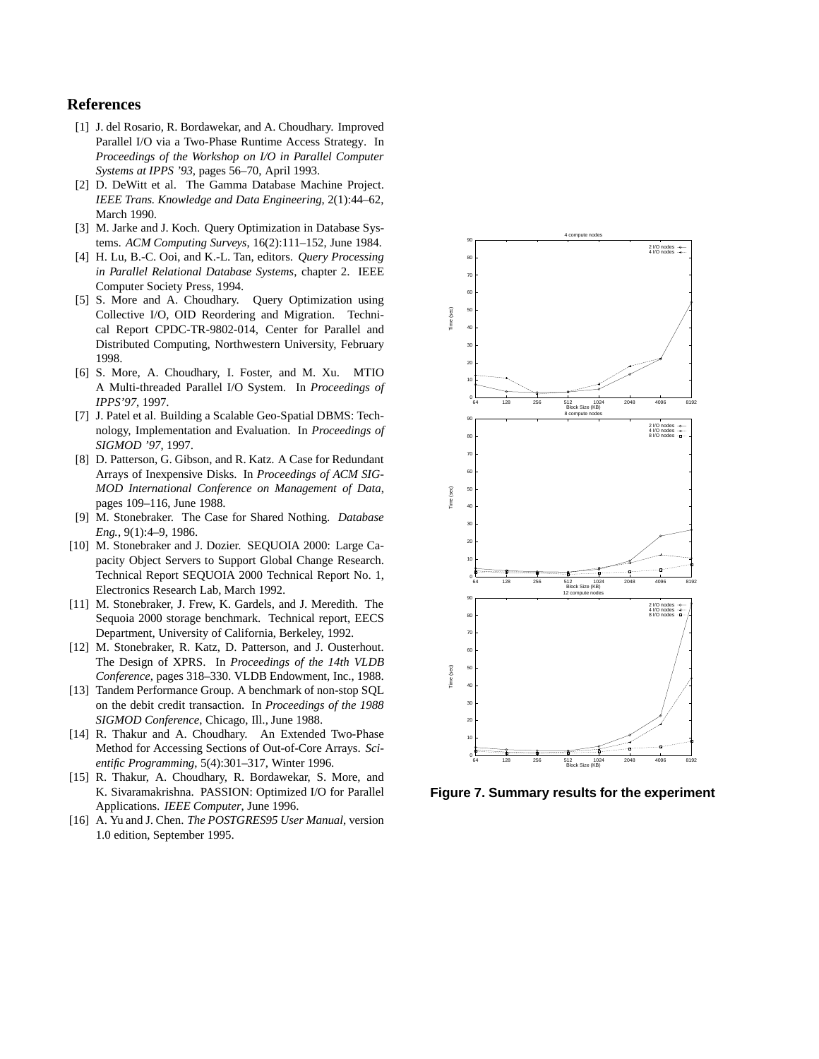## References

[1] J. del Rosario, R. Bordawekar, and A. Choudhary. Improved Parallel I/O via a Two-Phase Runtime Access Strategy. In *Proceedings of the Workshop on I/O in Parallel Computer Systems at IPPS '93*, pages 56–70, April 1993.

[2] D. DeWitt et al. The Gamma Database Machine Project. *IEEE Trans. Knowledge and Data Engineering*, 2(1):44–62, March 1990.

[3] M. Jarke and J. Koch. Query Optimization in Database Systems. *ACM Computing Surveys*, 16(2):111–152, June 1984.

[4] H. Lu, B.-C. Ooi, and K.-L. Tan, editors. *Query Processing in Parallel Relational Database Systems*, chapter 2. IEEE Computer Society Press, 1994.

[5] S. More and A. Choudhary. Query Optimization using Collective I/O, OID Reordering and Migration. Technical Report CPDC-TR-9802-014, Center for Parallel and Distributed Computing, Northwestern University, February 1998.

[6] S. More, A. Choudhary, I. Foster, and M. Xu. MTIO A Multi-threaded Parallel I/O System. In *Proceedings of IPPS'97*, 1997.

[7] J. Patel et al. Building a Scalable Geo-Spatial DBMS: Technology, Implementation and Evaluation. In *Proceedings of SIGMOD '97*, 1997.

[8] D. Patterson, G. Gibson, and R. Katz. A Case for Redundant Arrays of Inexpensive Disks. In *Proceedings of ACM SIGMOD International Conference on Management of Data*, pages 109–116, June 1988.

[9] M. Stonebraker. The Case for Shared Nothing. *Database Eng.*, 9(1):4–9, 1986.

[10] M. Stonebraker and J. Dozier. SEQUOIA 2000: Large Capacity Object Servers to Support Global Change Research. Technical Report SEQUOIA 2000 Technical Report No. 1, Electronics Research Lab, March 1992.

[11] M. Stonebraker, J. Frew, K. Gardels, and J. Meredith. The Sequoia 2000 storage benchmark. Technical report, EECS Department, University of California, Berkeley, 1992.

[12] M. Stonebraker, R. Katz, D. Patterson, and J. Ousterhout. The Design of XPRS. In *Proceedings of the 14th VLDB Conference*, pages 318–330. VLDB Endowment, Inc., 1988.

[13] Tandem Performance Group. A benchmark of non-stop SQL on the debit credit transaction. In *Proceedings of the 1988 SIGMOD Conference*, Chicago, Ill., June 1988.

[14] R. Thakur and A. Choudhary. An Extended Two-Phase Method for Accessing Sections of Out-of-Core Arrays. *Scientific Programming*, 5(4):301–317, Winter 1996.

[15] R. Thakur, A. Choudhary, R. Bordawekar, S. More, and K. Sivaramakrishna. PASSION: Optimized I/O for Parallel Applications. *IEEE Computer*, June 1996.

[16] A. Yu and J. Chen. *The POSTGRES95 User Manual*, version 1.0 edition, September 1995.

4 compute nodes
Time (sec)
Block Size (KB)
2 I/O nodes
4 I/O nodes

8 compute nodes
Time (sec)
Block Size (KB)
2 I/O nodes
4 I/O nodes
8 I/O nodes

12 compute nodes
Time (sec)
Block Size (KB)
2 I/O nodes
4 I/O nodes
8 I/O nodes

0 10 20 30 40 50 60 70 80 90
64 128 256 512 1024 2048 4096 8192

**Figure 7. Summary results for the experiment**